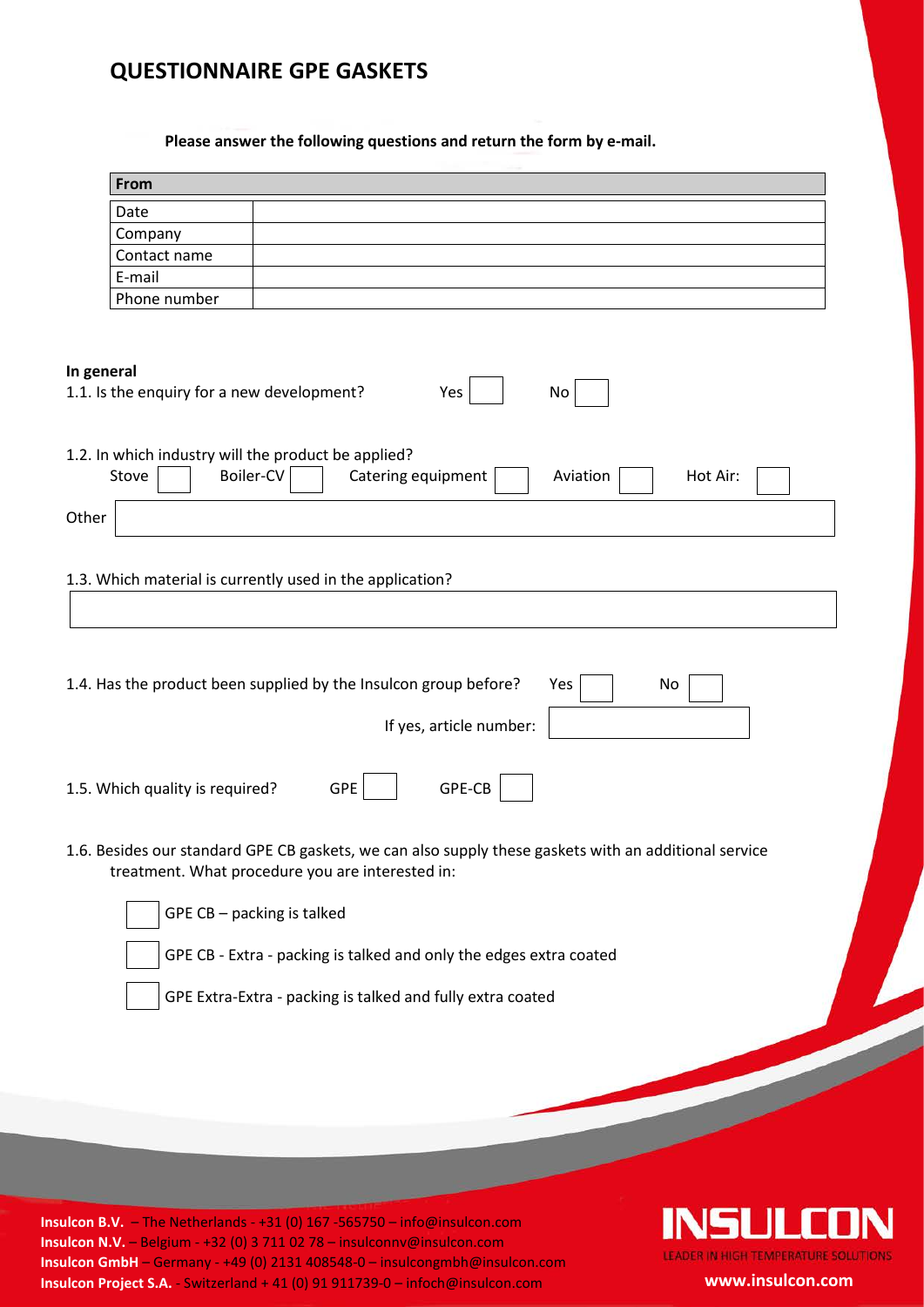# QUESTIONNAIRE GPE GASKETS

**Please answer the following questions and return the form by e-mail.**

| From | |
|---|---|
| Date | |
| Company | |
| Contact name | |
| E-mail | |
| Phone number | |

**In general**

1.1. Is the enquiry for a new development? Yes ☐ No ☐

1.2. In which industry will the product be applied?

Stove ☐ Boiler-CV ☐ Catering equipment ☐ Aviation ☐ Hot Air: ☐

Other ________________

1.3. Which material is currently used in the application?

________________

1.4. Has the product been supplied by the Insulcon group before? Yes ☐ No ☐

If yes, article number: ________________

1.5. Which quality is required? GPE ☐ GPE-CB ☐

1.6. Besides our standard GPE CB gaskets, we can also supply these gaskets with an additional service treatment. What procedure you are interested in:

☐ GPE CB – packing is talked

☐ GPE CB - Extra - packing is talked and only the edges extra coated

☐ GPE Extra-Extra - packing is talked and fully extra coated

**Insulcon B.V.** – The Netherlands - +31 (0) 167 -565750 – info@insulcon.com
**Insulcon N.V.** – Belgium - +32 (0) 3 711 02 78 – insulconnv@insulcon.com
**Insulcon GmbH** – Germany - +49 (0) 2131 408548-0 – insulcongmbh@insulcon.com
**Insulcon Project S.A.** - Switzerland + 41 (0) 91 911739-0 – infoch@insulcon.com

INSULCON
LEADER IN HIGH TEMPERATURE SOLUTIONS
www.insulcon.com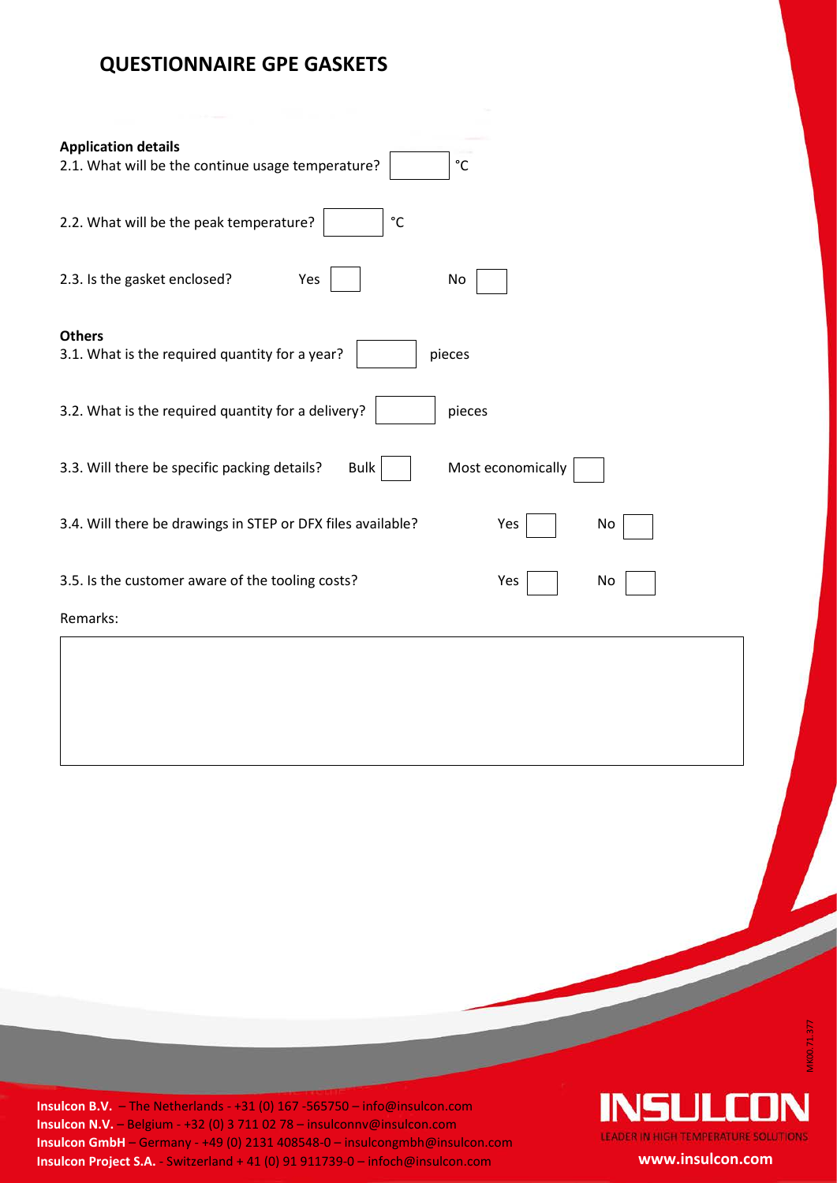# QUESTIONNAIRE GPE GASKETS

**Application details**

2.1. What will be the continue usage temperature? ______ °C

2.2. What will be the peak temperature? ______ °C

2.3. Is the gasket enclosed? Yes ☐ No ☐

**Others**

3.1. What is the required quantity for a year? ______ pieces

3.2. What is the required quantity for a delivery? ______ pieces

3.3. Will there be specific packing details? Bulk ☐ Most economically ☐

3.4. Will there be drawings in STEP or DFX files available? Yes ☐ No ☐

3.5. Is the customer aware of the tooling costs? Yes ☐ No ☐

Remarks:

**Insulcon B.V.** – The Netherlands - +31 (0) 167 -565750 – info@insulcon.com
**Insulcon N.V.** – Belgium - +32 (0) 3 711 02 78 – insulconnv@insulcon.com
**Insulcon GmbH** – Germany - +49 (0) 2131 408548-0 – insulcongmbh@insulcon.com
**Insulcon Project S.A.** - Switzerland + 41 (0) 91 911739-0 – infoch@insulcon.com

INSULCON
LEADER IN HIGH TEMPERATURE SOLUTIONS
www.insulcon.com

MK00 71.377